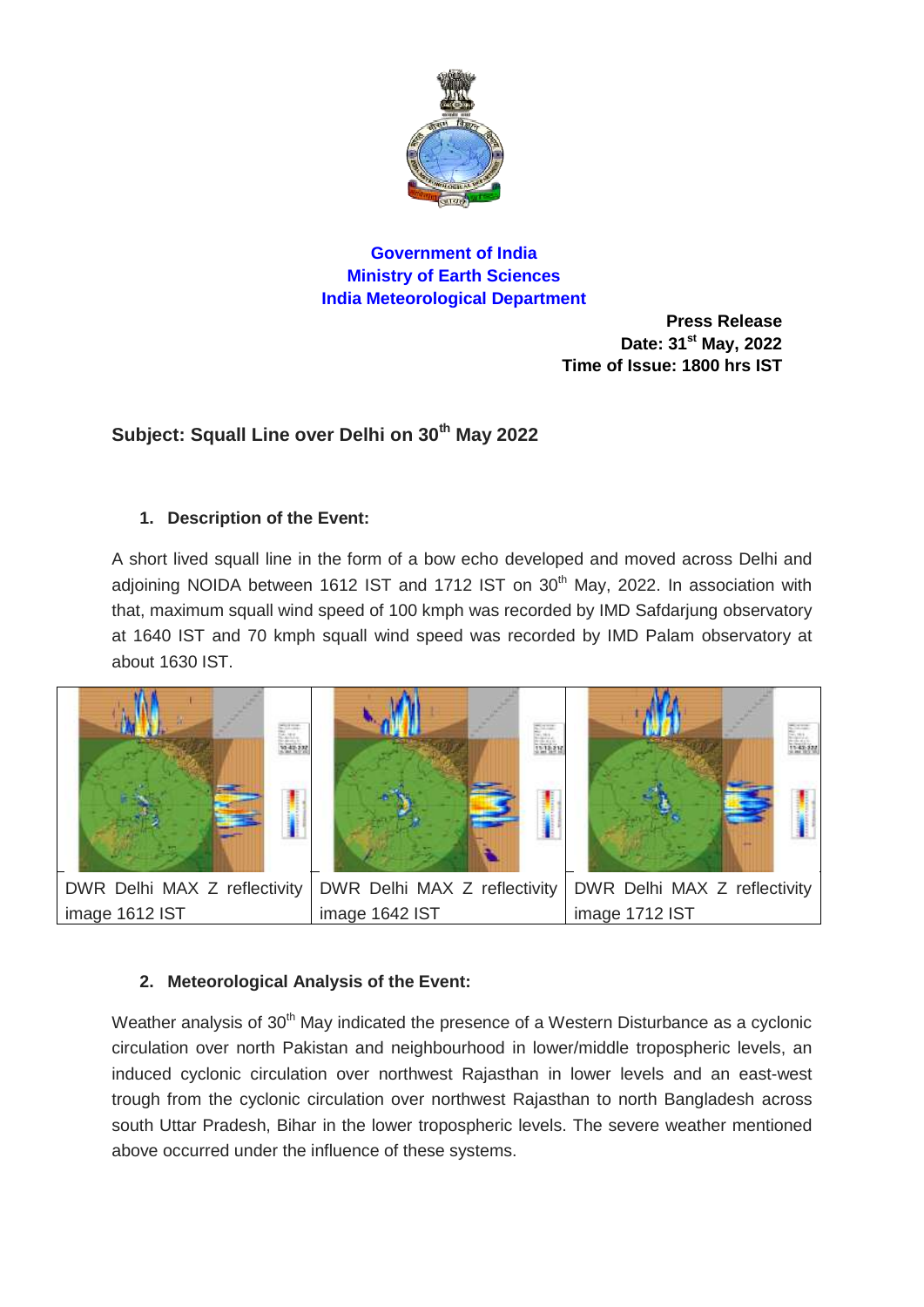**Government of India**
**Ministry of Earth Sciences**
**India Meteorological Department**

**Press Release**
**Date: 31st May, 2022**
**Time of Issue: 1800 hrs IST**

## Subject: Squall Line over Delhi on 30th May 2022

### 1. Description of the Event:

A short lived squall line in the form of a bow echo developed and moved across Delhi and adjoining NOIDA between 1612 IST and 1712 IST on 30th May, 2022. In association with that, maximum squall wind speed of 100 kmph was recorded by IMD Safdarjung observatory at 1640 IST and 70 kmph squall wind speed was recorded by IMD Palam observatory at about 1630 IST.

| DWR Delhi MAX Z reflectivity image 1612 IST | DWR Delhi MAX Z reflectivity image 1642 IST | DWR Delhi MAX Z reflectivity image 1712 IST |
|---|---|---|

### 2. Meteorological Analysis of the Event:

Weather analysis of 30th May indicated the presence of a Western Disturbance as a cyclonic circulation over north Pakistan and neighbourhood in lower/middle tropospheric levels, an induced cyclonic circulation over northwest Rajasthan in lower levels and an east-west trough from the cyclonic circulation over northwest Rajasthan to north Bangladesh across south Uttar Pradesh, Bihar in the lower tropospheric levels. The severe weather mentioned above occurred under the influence of these systems.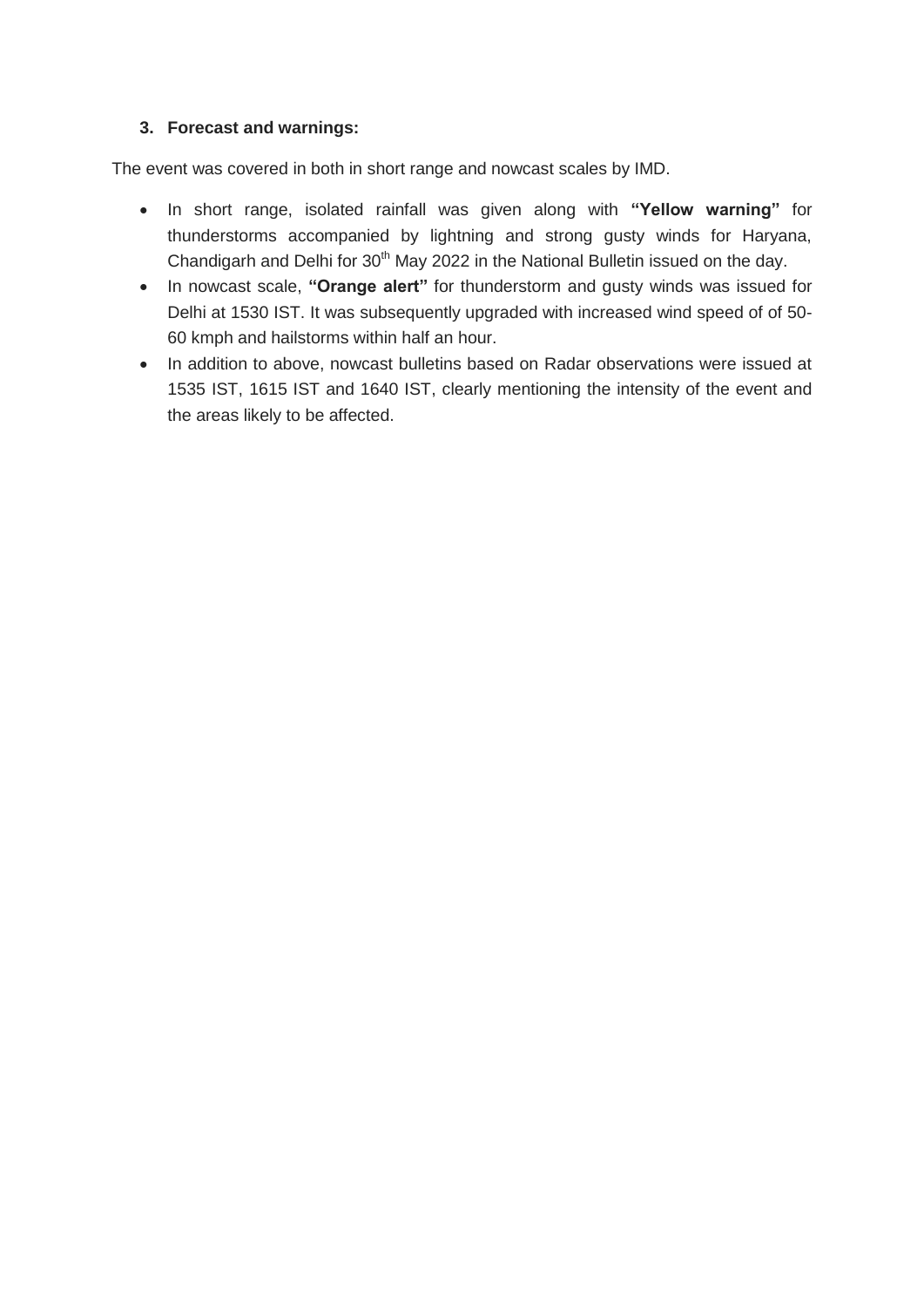### 3. Forecast and warnings:

The event was covered in both in short range and nowcast scales by IMD.

- In short range, isolated rainfall was given along with **"Yellow warning"** for thunderstorms accompanied by lightning and strong gusty winds for Haryana, Chandigarh and Delhi for 30$^{th}$ May 2022 in the National Bulletin issued on the day.
- In nowcast scale, **"Orange alert"** for thunderstorm and gusty winds was issued for Delhi at 1530 IST. It was subsequently upgraded with increased wind speed of of 50-60 kmph and hailstorms within half an hour.
- In addition to above, nowcast bulletins based on Radar observations were issued at 1535 IST, 1615 IST and 1640 IST, clearly mentioning the intensity of the event and the areas likely to be affected.